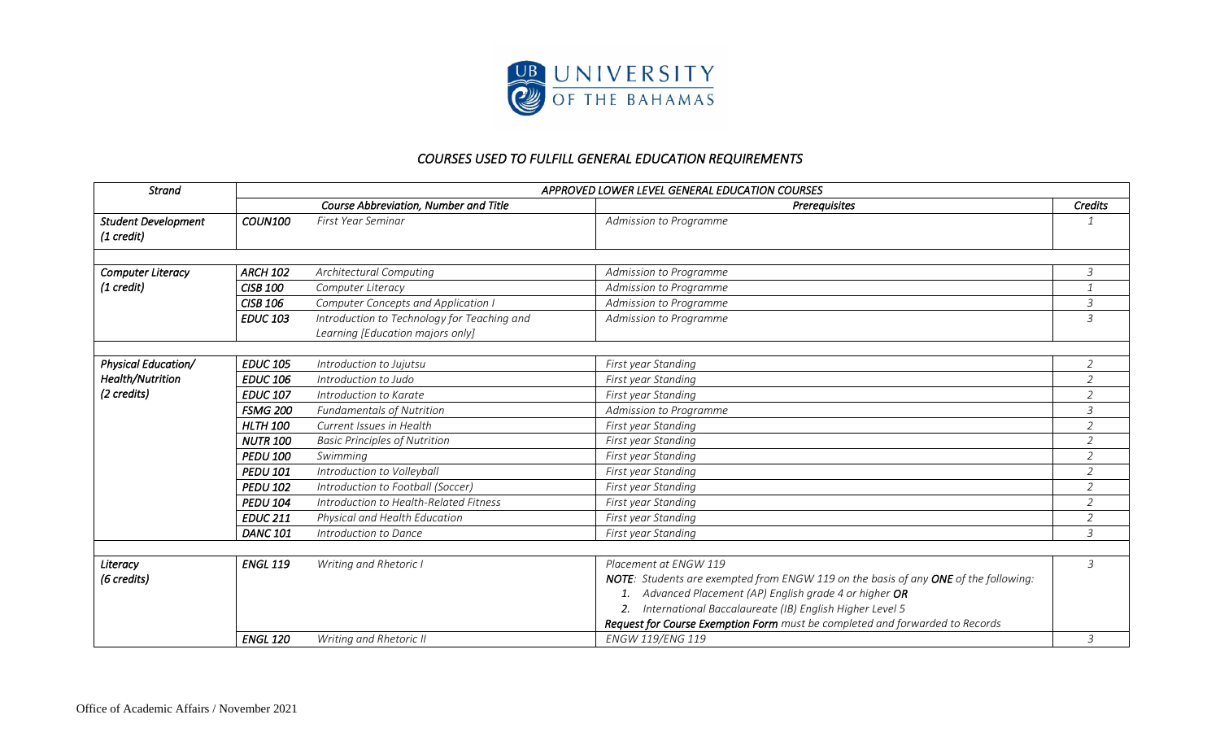# UNIVERSITY OF THE BAHAMAS

## *COURSES USED TO FULFILL GENERAL EDUCATION REQUIREMENTS*

| *Strand* | *APPROVED LOWER LEVEL GENERAL EDUCATION COURSES* | | | |
|---|---|---|---|---|
| | *Course Abbreviation, Number and Title* | | *Prerequisites* | *Credits* |
| *Student Development (1 credit)* | ***COUN100*** | *First Year Seminar* | *Admission to Programme* | *1* |
| *Computer Literacy (1 credit)* | ***ARCH 102*** | *Architectural Computing* | *Admission to Programme* | *3* |
| | ***CISB 100*** | *Computer Literacy* | *Admission to Programme* | *1* |
| | ***CISB 106*** | *Computer Concepts and Application I* | *Admission to Programme* | *3* |
| | ***EDUC 103*** | *Introduction to Technology for Teaching and Learning [Education majors only]* | *Admission to Programme* | *3* |
| *Physical Education/ Health/Nutrition (2 credits)* | ***EDUC 105*** | *Introduction to Jujutsu* | *First year Standing* | *2* |
| | ***EDUC 106*** | *Introduction to Judo* | *First year Standing* | *2* |
| | ***EDUC 107*** | *Introduction to Karate* | *First year Standing* | *2* |
| | ***FSMG 200*** | *Fundamentals of Nutrition* | *Admission to Programme* | *3* |
| | ***HLTH 100*** | *Current Issues in Health* | *First year Standing* | *2* |
| | ***NUTR 100*** | *Basic Principles of Nutrition* | *First year Standing* | *2* |
| | ***PEDU 100*** | *Swimming* | *First year Standing* | *2* |
| | ***PEDU 101*** | *Introduction to Volleyball* | *First year Standing* | *2* |
| | ***PEDU 102*** | *Introduction to Football (Soccer)* | *First year Standing* | *2* |
| | ***PEDU 104*** | *Introduction to Health-Related Fitness* | *First year Standing* | *2* |
| | ***EDUC 211*** | *Physical and Health Education* | *First year Standing* | *2* |
| | ***DANC 101*** | *Introduction to Dance* | *First year Standing* | *3* |
| *Literacy (6 credits)* | ***ENGL 119*** | *Writing and Rhetoric I* | *Placement at ENGW 119*<br>***NOTE****: Students are exempted from ENGW 119 on the basis of any* ***ONE*** *of the following:*<br>*1. Advanced Placement (AP) English grade 4 or higher* ***OR***<br>*2. International Baccalaureate (IB) English Higher Level 5*<br>***Request for Course Exemption Form*** *must be completed and forwarded to Records* | *3* |
| | ***ENGL 120*** | *Writing and Rhetoric II* | *ENGW 119/ENG 119* | *3* |

Office of Academic Affairs / November 2021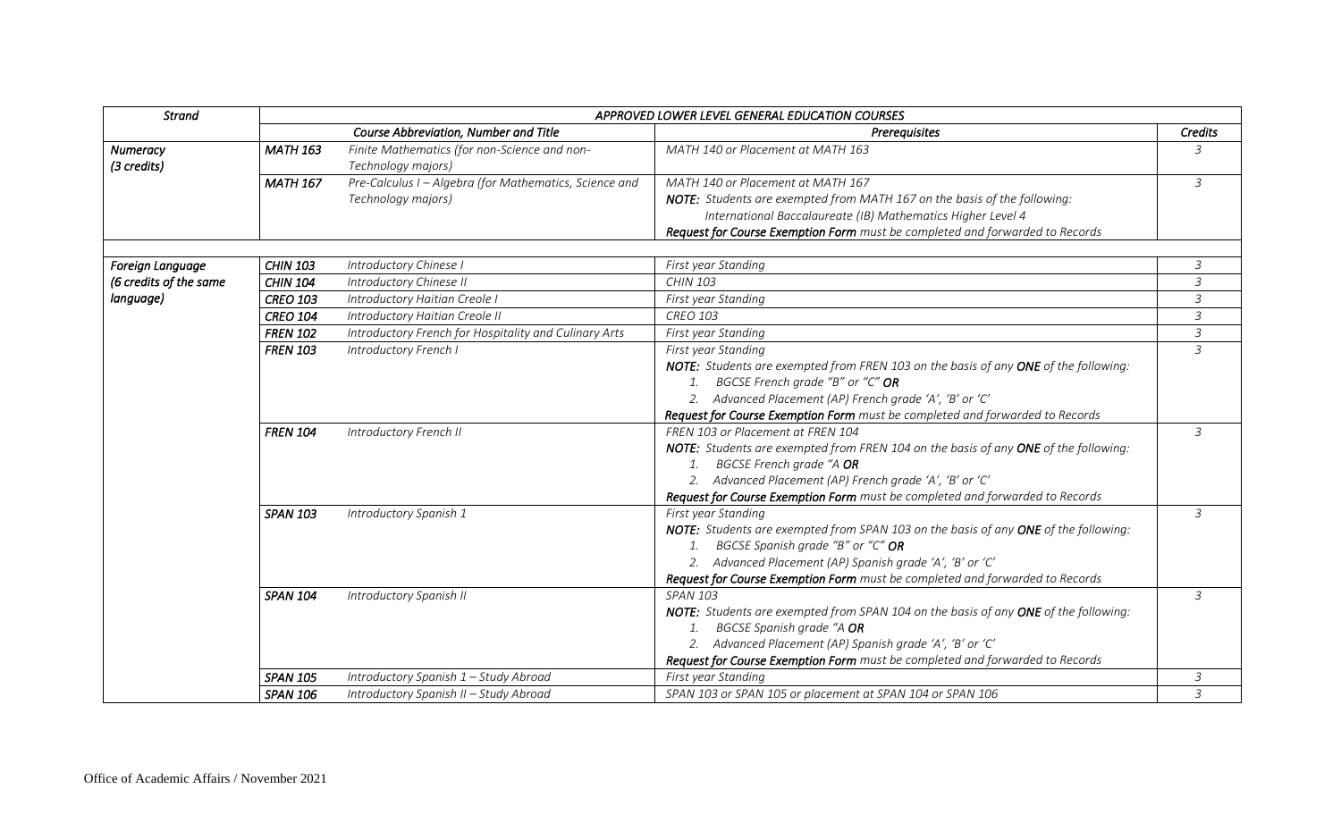| *Strand* | *APPROVED LOWER LEVEL GENERAL EDUCATION COURSES* | | | |
|---|---|---|---|---|
| | *Course Abbreviation, Number and Title* | | *Prerequisites* | *Credits* |
| ***Numeracy (3 credits)*** | ***MATH 163*** | *Finite Mathematics (for non-Science and non-Technology majors)* | *MATH 140 or Placement at MATH 163* | *3* |
| | ***MATH 167*** | *Pre-Calculus I – Algebra (for Mathematics, Science and Technology majors)* | *MATH 140 or Placement at MATH 167*<br>***NOTE:*** *Students are exempted from MATH 167 on the basis of the following:*<br>*International Baccalaureate (IB) Mathematics Higher Level 4*<br>***Request for Course Exemption Form*** *must be completed and forwarded to Records* | *3* |
| | | | | |
| ***Foreign Language (6 credits of the same language)*** | ***CHIN 103*** | *Introductory Chinese I* | *First year Standing* | *3* |
| | ***CHIN 104*** | *Introductory Chinese II* | *CHIN 103* | *3* |
| | ***CREO 103*** | *Introductory Haitian Creole I* | *First year Standing* | *3* |
| | ***CREO 104*** | *Introductory Haitian Creole II* | *CREO 103* | *3* |
| | ***FREN 102*** | *Introductory French for Hospitality and Culinary Arts* | *First year Standing* | *3* |
| | ***FREN 103*** | *Introductory French I* | *First year Standing*<br>***NOTE:*** *Students are exempted from FREN 103 on the basis of any* ***ONE*** *of the following:*<br>*1. BGCSE French grade "B" or "C"* ***OR***<br>*2. Advanced Placement (AP) French grade 'A', 'B' or 'C'*<br>***Request for Course Exemption Form*** *must be completed and forwarded to Records* | *3* |
| | ***FREN 104*** | *Introductory French II* | *FREN 103 or Placement at FREN 104*<br>***NOTE:*** *Students are exempted from FREN 104 on the basis of any* ***ONE*** *of the following:*<br>*1. BGCSE French grade "A* ***OR***<br>*2. Advanced Placement (AP) French grade 'A', 'B' or 'C'*<br>***Request for Course Exemption Form*** *must be completed and forwarded to Records* | *3* |
| | ***SPAN 103*** | *Introductory Spanish 1* | *First year Standing*<br>***NOTE:*** *Students are exempted from SPAN 103 on the basis of any* ***ONE*** *of the following:*<br>*1. BGCSE Spanish grade "B" or "C"* ***OR***<br>*2. Advanced Placement (AP) Spanish grade 'A', 'B' or 'C'*<br>***Request for Course Exemption Form*** *must be completed and forwarded to Records* | *3* |
| | ***SPAN 104*** | *Introductory Spanish II* | *SPAN 103*<br>***NOTE:*** *Students are exempted from SPAN 104 on the basis of any* ***ONE*** *of the following:*<br>*1. BGCSE Spanish grade "A* ***OR***<br>*2. Advanced Placement (AP) Spanish grade 'A', 'B' or 'C'*<br>***Request for Course Exemption Form*** *must be completed and forwarded to Records* | *3* |
| | ***SPAN 105*** | *Introductory Spanish 1 – Study Abroad* | *First year Standing* | *3* |
| | ***SPAN 106*** | *Introductory Spanish II – Study Abroad* | *SPAN 103 or SPAN 105 or placement at SPAN 104 or SPAN 106* | *3* |

Office of Academic Affairs / November 2021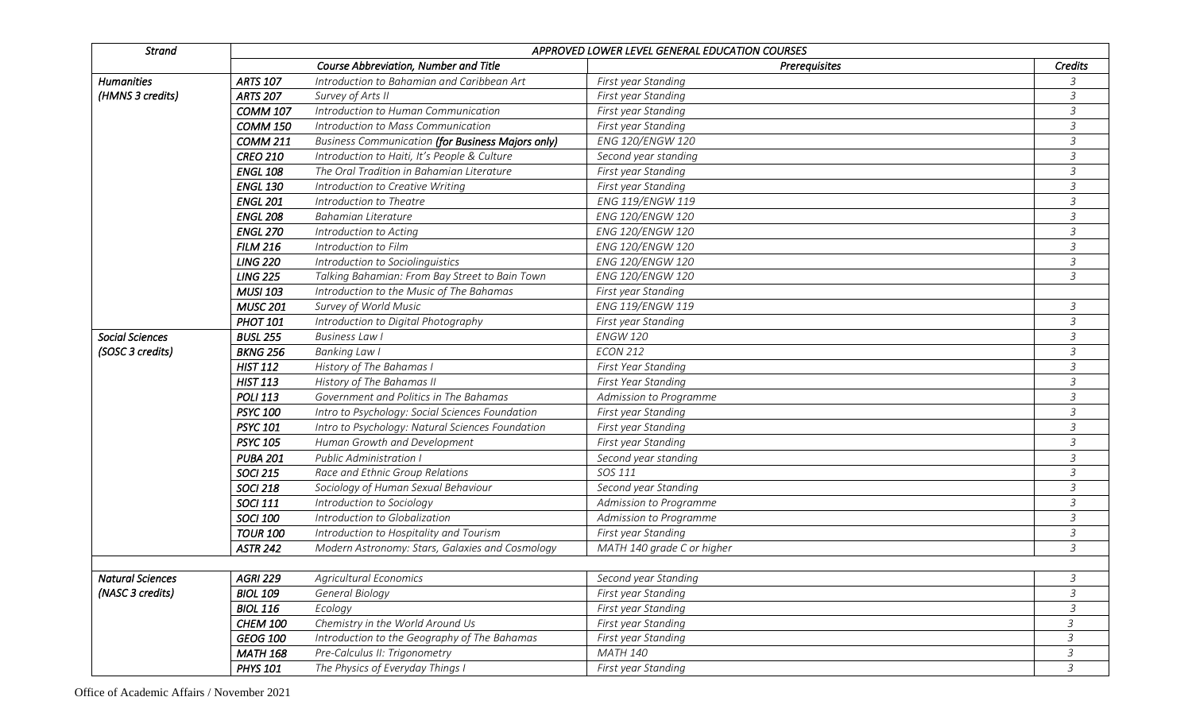| Strand | APPROVED LOWER LEVEL GENERAL EDUCATION COURSES | | | |
|---|---|---|---|---|
| | Course Abbreviation, Number and Title | | Prerequisites | Credits |
| Humanities (HMNS 3 credits) | ARTS 107 | Introduction to Bahamian and Caribbean Art | First year Standing | 3 |
| | ARTS 207 | Survey of Arts II | First year Standing | 3 |
| | COMM 107 | Introduction to Human Communication | First year Standing | 3 |
| | COMM 150 | Introduction to Mass Communication | First year Standing | 3 |
| | COMM 211 | Business Communication **(for Business Majors only)** | ENG 120/ENGW 120 | 3 |
| | CREO 210 | Introduction to Haiti, It's People & Culture | Second year standing | 3 |
| | ENGL 108 | The Oral Tradition in Bahamian Literature | First year Standing | 3 |
| | ENGL 130 | Introduction to Creative Writing | First year Standing | 3 |
| | ENGL 201 | Introduction to Theatre | ENG 119/ENGW 119 | 3 |
| | ENGL 208 | Bahamian Literature | ENG 120/ENGW 120 | 3 |
| | ENGL 270 | Introduction to Acting | ENG 120/ENGW 120 | 3 |
| | FILM 216 | Introduction to Film | ENG 120/ENGW 120 | 3 |
| | LING 220 | Introduction to Sociolinguistics | ENG 120/ENGW 120 | 3 |
| | LING 225 | Talking Bahamian: From Bay Street to Bain Town | ENG 120/ENGW 120 | 3 |
| | MUSI 103 | Introduction to the Music of The Bahamas | First year Standing | |
| | MUSC 201 | Survey of World Music | ENG 119/ENGW 119 | 3 |
| | PHOT 101 | Introduction to Digital Photography | First year Standing | 3 |
| Social Sciences (SOSC 3 credits) | BUSL 255 | Business Law I | ENGW 120 | 3 |
| | BKNG 256 | Banking Law I | ECON 212 | 3 |
| | HIST 112 | History of The Bahamas I | First Year Standing | 3 |
| | HIST 113 | History of The Bahamas II | First Year Standing | 3 |
| | POLI 113 | Government and Politics in The Bahamas | Admission to Programme | 3 |
| | PSYC 100 | Intro to Psychology: Social Sciences Foundation | First year Standing | 3 |
| | PSYC 101 | Intro to Psychology: Natural Sciences Foundation | First year Standing | 3 |
| | PSYC 105 | Human Growth and Development | First year Standing | 3 |
| | PUBA 201 | Public Administration I | Second year standing | 3 |
| | SOCI 215 | Race and Ethnic Group Relations | SOS 111 | 3 |
| | SOCI 218 | Sociology of Human Sexual Behaviour | Second year Standing | 3 |
| | SOCI 111 | Introduction to Sociology | Admission to Programme | 3 |
| | SOCI 100 | Introduction to Globalization | Admission to Programme | 3 |
| | TOUR 100 | Introduction to Hospitality and Tourism | First year Standing | 3 |
| | ASTR 242 | Modern Astronomy: Stars, Galaxies and Cosmology | MATH 140 grade C or higher | 3 |
| | | | | |
| Natural Sciences (NASC 3 credits) | AGRI 229 | Agricultural Economics | Second year Standing | 3 |
| | BIOL 109 | General Biology | First year Standing | 3 |
| | BIOL 116 | Ecology | First year Standing | 3 |
| | CHEM 100 | Chemistry in the World Around Us | First year Standing | 3 |
| | GEOG 100 | Introduction to the Geography of The Bahamas | First year Standing | 3 |
| | MATH 168 | Pre-Calculus II: Trigonometry | MATH 140 | 3 |
| | PHYS 101 | The Physics of Everyday Things I | First year Standing | 3 |

Office of Academic Affairs / November 2021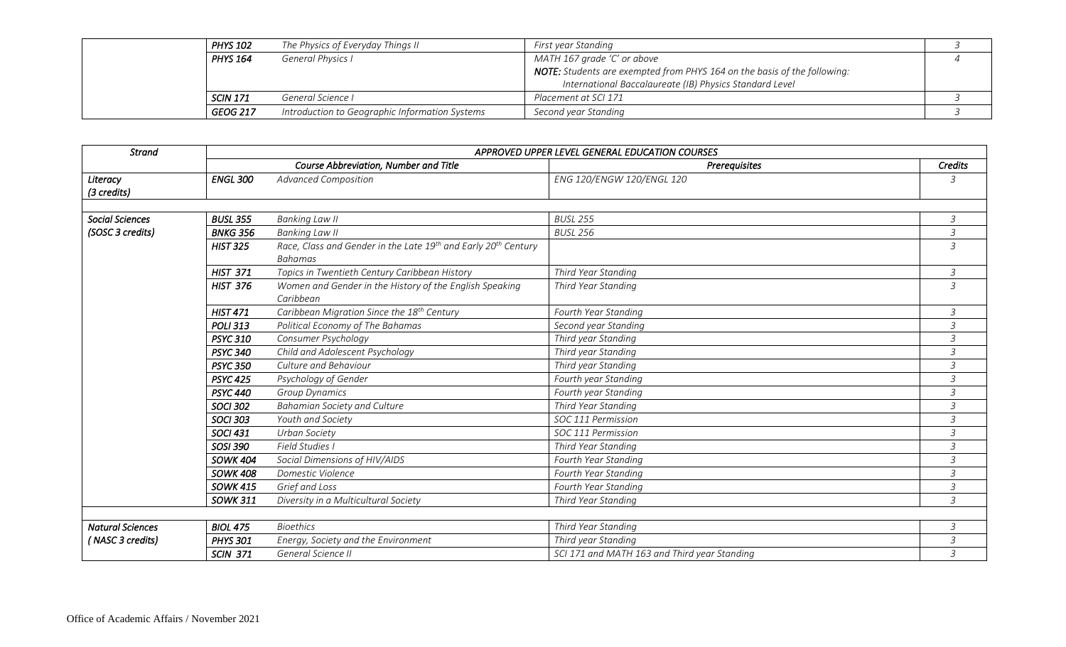| | | | | |
|---|---|---|---|---|
| | *PHYS 102* | *The Physics of Everyday Things II* | *First year Standing* | *3* |
| | *PHYS 164* | *General Physics I* | *MATH 167 grade 'C' or above*<br>***NOTE:** Students are exempted from PHYS 164 on the basis of the following:*<br>*International Baccalaureate (IB) Physics Standard Level* | *4* |
| | *SCIN 171* | *General Science I* | *Placement at SCI 171* | *3* |
| | *GEOG 217* | *Introduction to Geographic Information Systems* | *Second year Standing* | *3* |

| *Strand* | *APPROVED UPPER LEVEL GENERAL EDUCATION COURSES* | | | |
|---|---|---|---|---|
| | *Course Abbreviation, Number and Title* | | *Prerequisites* | *Credits* |
| *Literacy (3 credits)* | ***ENGL 300*** | *Advanced Composition* | *ENG 120/ENGW 120/ENGL 120* | *3* |
| *Social Sciences (SOSC 3 credits)* | ***BUSL 355*** | *Banking Law II* | *BUSL 255* | *3* |
| | ***BNKG 356*** | *Banking Law II* | *BUSL 256* | *3* |
| | ***HIST 325*** | *Race, Class and Gender in the Late 19th and Early 20th Century Bahamas* | | *3* |
| | ***HIST 371*** | *Topics in Twentieth Century Caribbean History* | *Third Year Standing* | *3* |
| | ***HIST 376*** | *Women and Gender in the History of the English Speaking Caribbean* | *Third Year Standing* | *3* |
| | ***HIST 471*** | *Caribbean Migration Since the 18th Century* | *Fourth Year Standing* | *3* |
| | ***POLI 313*** | *Political Economy of The Bahamas* | *Second year Standing* | *3* |
| | ***PSYC 310*** | *Consumer Psychology* | *Third year Standing* | *3* |
| | ***PSYC 340*** | *Child and Adolescent Psychology* | *Third year Standing* | *3* |
| | ***PSYC 350*** | *Culture and Behaviour* | *Third year Standing* | *3* |
| | ***PSYC 425*** | *Psychology of Gender* | *Fourth year Standing* | *3* |
| | ***PSYC 440*** | *Group Dynamics* | *Fourth year Standing* | *3* |
| | ***SOCI 302*** | *Bahamian Society and Culture* | *Third Year Standing* | *3* |
| | ***SOCI 303*** | *Youth and Society* | *SOC 111 Permission* | *3* |
| | ***SOCI 431*** | *Urban Society* | *SOC 111 Permission* | *3* |
| | ***SOSI 390*** | *Field Studies I* | *Third Year Standing* | *3* |
| | ***SOWK 404*** | *Social Dimensions of HIV/AIDS* | *Fourth Year Standing* | *3* |
| | ***SOWK 408*** | *Domestic Violence* | *Fourth Year Standing* | *3* |
| | ***SOWK 415*** | *Grief and Loss* | *Fourth Year Standing* | *3* |
| | ***SOWK 311*** | *Diversity in a Multicultural Society* | *Third Year Standing* | *3* |
| *Natural Sciences ( NASC 3 credits)* | ***BIOL 475*** | *Bioethics* | *Third Year Standing* | *3* |
| | ***PHYS 301*** | *Energy, Society and the Environment* | *Third year Standing* | *3* |
| | ***SCIN 371*** | *General Science II* | *SCI 171 and MATH 163 and Third year Standing* | *3* |

Office of Academic Affairs / November 2021